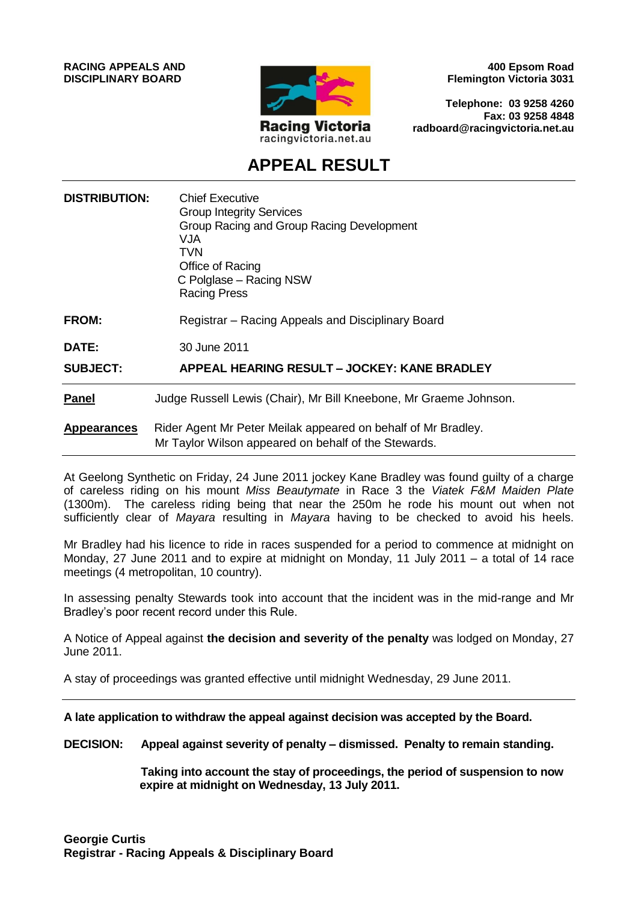**RACING APPEALS AND DISCIPLINARY BOARD**

Racing Victoria
racingvictoria.net.au

**400 Epsom Road**
**Flemington Victoria 3031**

**Telephone: 03 9258 4260**
**Fax: 03 9258 4848**
**radboard@racingvictoria.net.au**

# APPEAL RESULT

| | |
|---|---|
| **DISTRIBUTION:** | Chief Executive<br>Group Integrity Services<br>Group Racing and Group Racing Development<br>VJA<br>TVN<br>Office of Racing<br>C Polglase – Racing NSW<br>Racing Press |
| **FROM:** | Registrar – Racing Appeals and Disciplinary Board |
| **DATE:** | 30 June 2011 |
| **SUBJECT:** | **APPEAL HEARING RESULT – JOCKEY: KANE BRADLEY** |

**Panel** Judge Russell Lewis (Chair), Mr Bill Kneebone, Mr Graeme Johnson.

**Appearances** Rider Agent Mr Peter Meilak appeared on behalf of Mr Bradley.
Mr Taylor Wilson appeared on behalf of the Stewards.

At Geelong Synthetic on Friday, 24 June 2011 jockey Kane Bradley was found guilty of a charge of careless riding on his mount *Miss Beautymate* in Race 3 the *Viatek F&M Maiden Plate* (1300m). The careless riding being that near the 250m he rode his mount out when not sufficiently clear of *Mayara* resulting in *Mayara* having to be checked to avoid his heels.

Mr Bradley had his licence to ride in races suspended for a period to commence at midnight on Monday, 27 June 2011 and to expire at midnight on Monday, 11 July 2011 – a total of 14 race meetings (4 metropolitan, 10 country).

In assessing penalty Stewards took into account that the incident was in the mid-range and Mr Bradley's poor recent record under this Rule.

A Notice of Appeal against **the decision and severity of the penalty** was lodged on Monday, 27 June 2011.

A stay of proceedings was granted effective until midnight Wednesday, 29 June 2011.

**A late application to withdraw the appeal against decision was accepted by the Board.**

**DECISION: Appeal against severity of penalty – dismissed. Penalty to remain standing.**

**Taking into account the stay of proceedings, the period of suspension to now expire at midnight on Wednesday, 13 July 2011.**

**Georgie Curtis**
**Registrar - Racing Appeals & Disciplinary Board**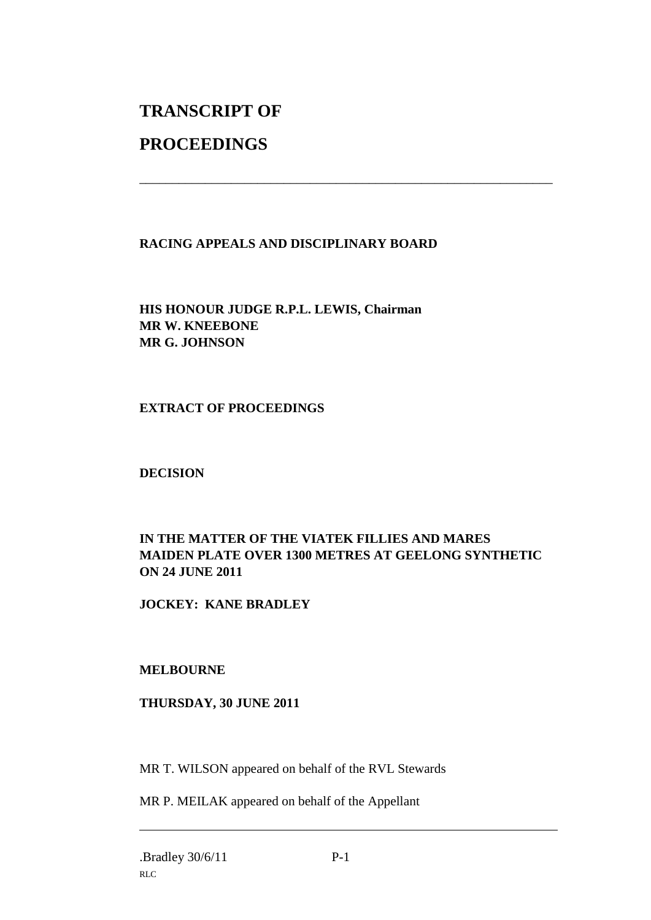# TRANSCRIPT OF

# PROCEEDINGS

---

**RACING APPEALS AND DISCIPLINARY BOARD**

**HIS HONOUR JUDGE R.P.L. LEWIS, Chairman**
**MR W. KNEEBONE**
**MR G. JOHNSON**

**EXTRACT OF PROCEEDINGS**

**DECISION**

**IN THE MATTER OF THE VIATEK FILLIES AND MARES MAIDEN PLATE OVER 1300 METRES AT GEELONG SYNTHETIC ON 24 JUNE 2011**

**JOCKEY: KANE BRADLEY**

**MELBOURNE**

**THURSDAY, 30 JUNE 2011**

MR T. WILSON appeared on behalf of the RVL Stewards

MR P. MEILAK appeared on behalf of the Appellant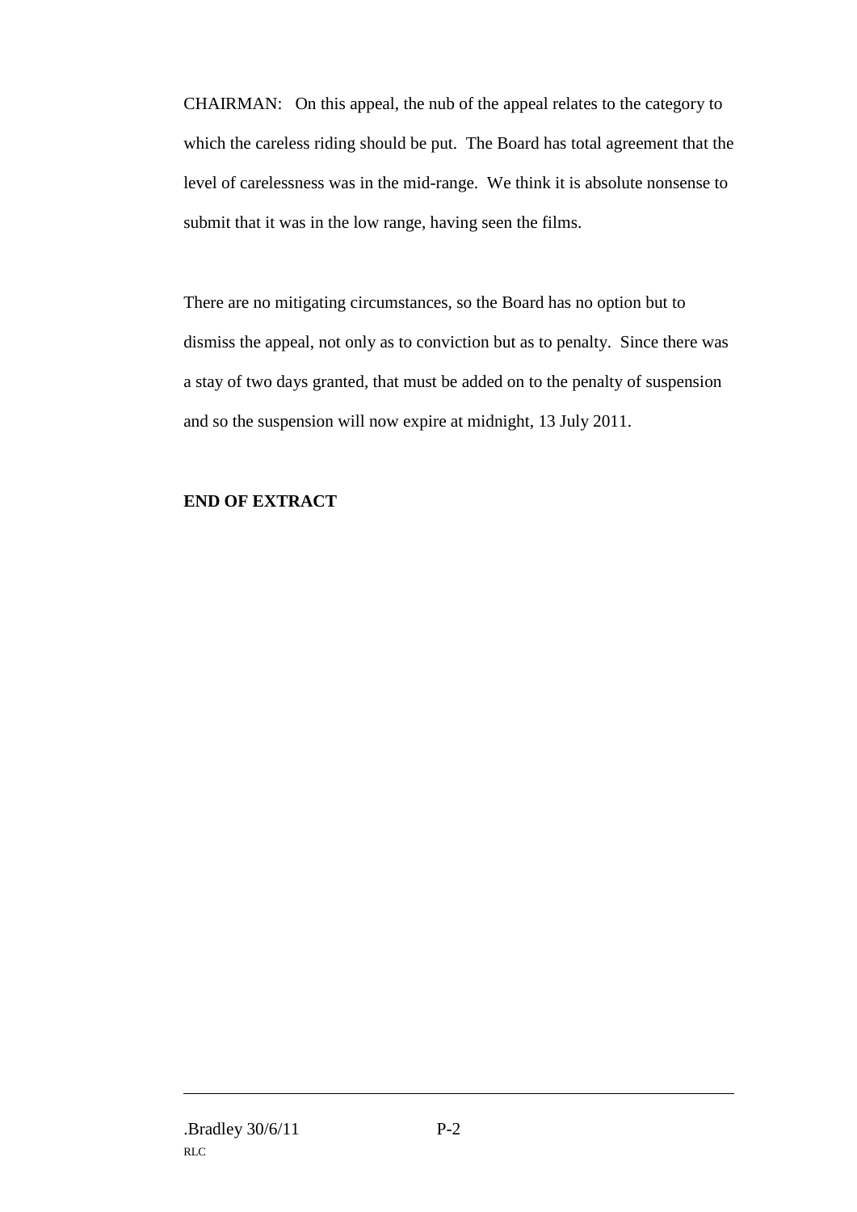CHAIRMAN: On this appeal, the nub of the appeal relates to the category to which the careless riding should be put. The Board has total agreement that the level of carelessness was in the mid-range. We think it is absolute nonsense to submit that it was in the low range, having seen the films.

There are no mitigating circumstances, so the Board has no option but to dismiss the appeal, not only as to conviction but as to penalty. Since there was a stay of two days granted, that must be added on to the penalty of suspension and so the suspension will now expire at midnight, 13 July 2011.

**END OF EXTRACT**